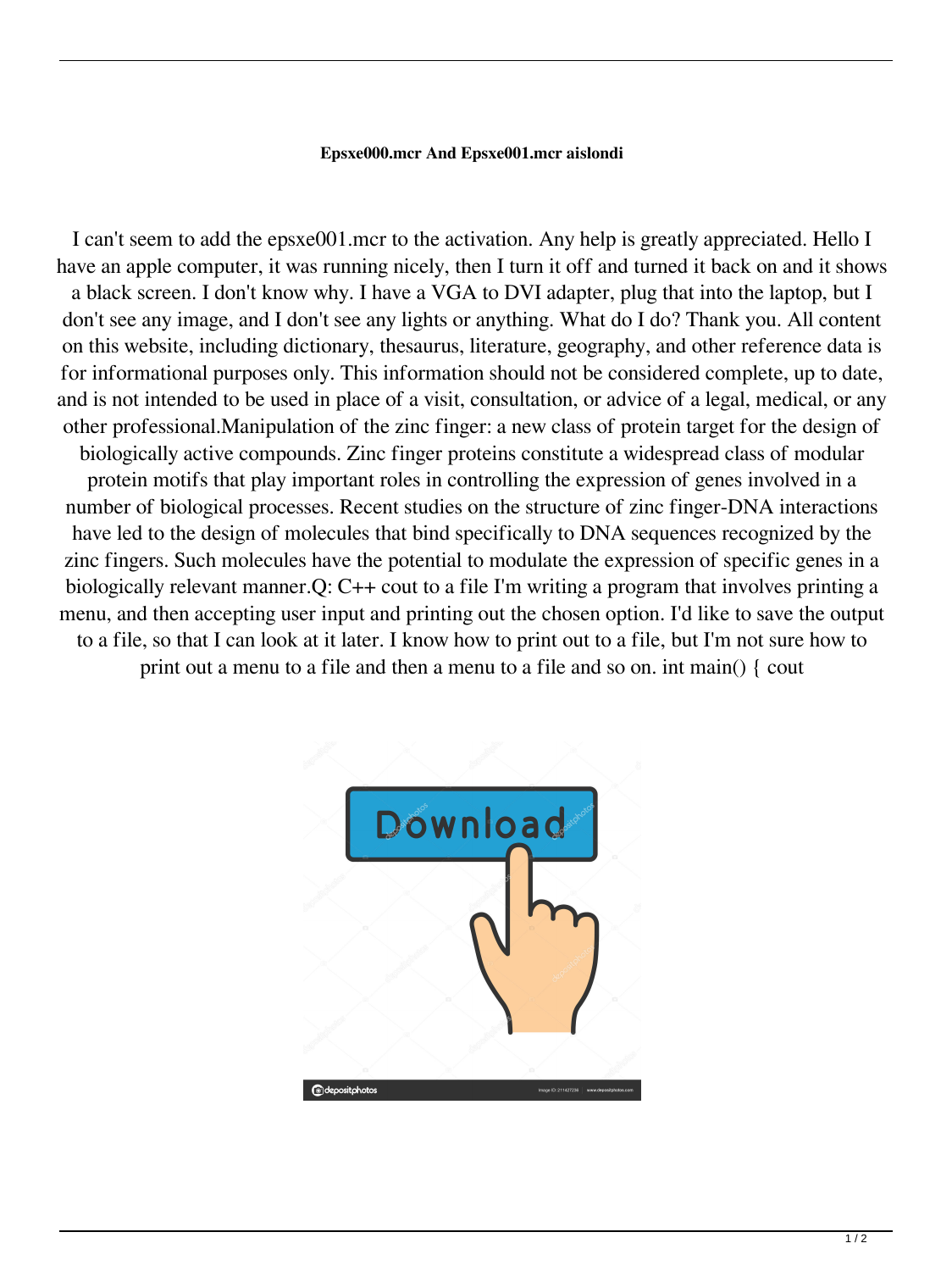**Epsxe000.mcr And Epsxe001.mcr aislondi**

I can't seem to add the epsxe001.mcr to the activation. Any help is greatly appreciated. Hello I have an apple computer, it was running nicely, then I turn it off and turned it back on and it shows a black screen. I don't know why. I have a VGA to DVI adapter, plug that into the laptop, but I don't see any image, and I don't see any lights or anything. What do I do? Thank you. All content on this website, including dictionary, thesaurus, literature, geography, and other reference data is for informational purposes only. This information should not be considered complete, up to date, and is not intended to be used in place of a visit, consultation, or advice of a legal, medical, or any other professional.Manipulation of the zinc finger: a new class of protein target for the design of biologically active compounds. Zinc finger proteins constitute a widespread class of modular protein motifs that play important roles in controlling the expression of genes involved in a number of biological processes. Recent studies on the structure of zinc finger-DNA interactions have led to the design of molecules that bind specifically to DNA sequences recognized by the zinc fingers. Such molecules have the potential to modulate the expression of specific genes in a biologically relevant manner.Q: C++ cout to a file I'm writing a program that involves printing a menu, and then accepting user input and printing out the chosen option. I'd like to save the output to a file, so that I can look at it later. I know how to print out to a file, but I'm not sure how to print out a menu to a file and then a menu to a file and so on. int main() { cout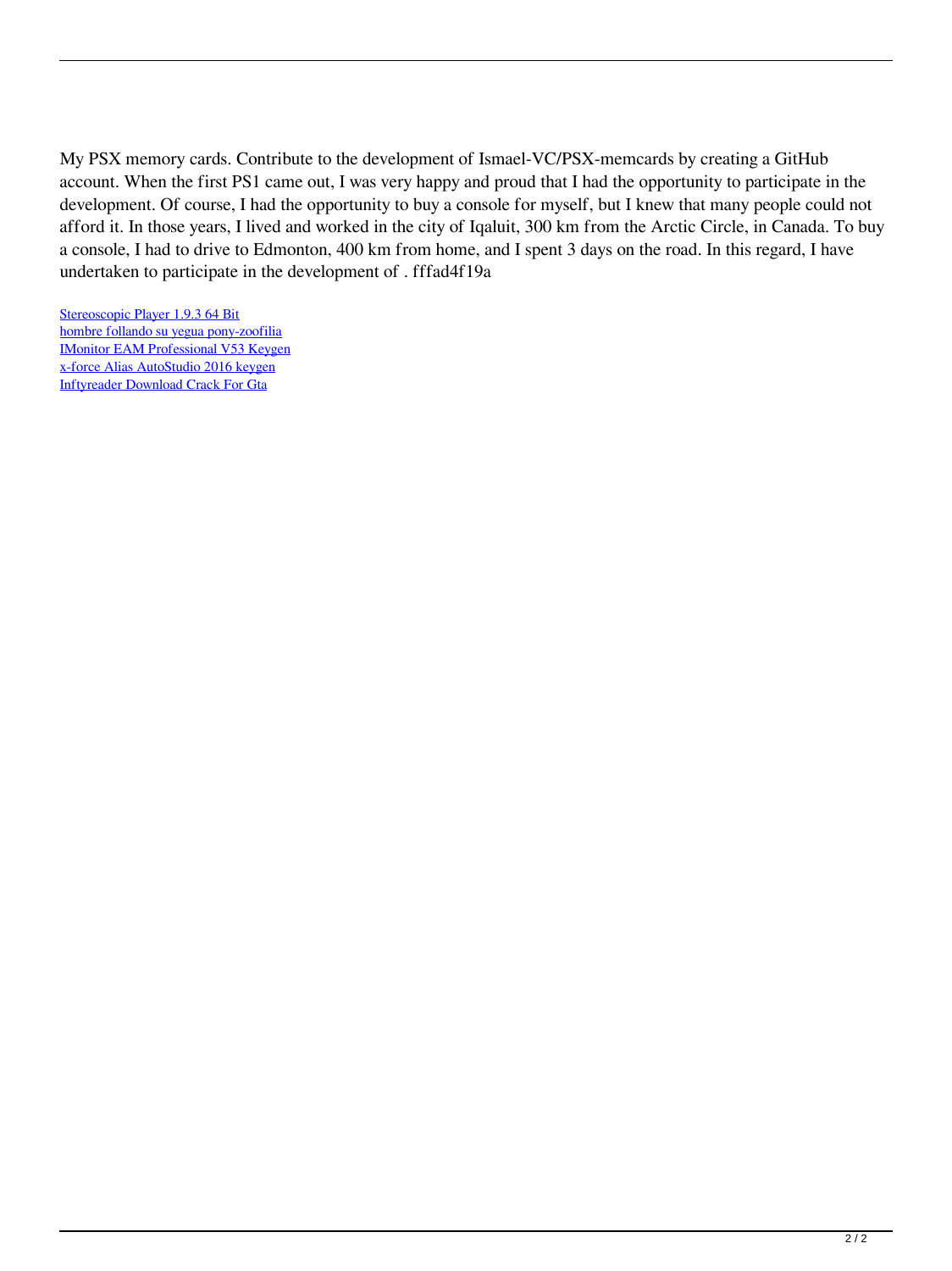My PSX memory cards. Contribute to the development of Ismael-VC/PSX-memcards by creating a GitHub account. When the first PS1 came out, I was very happy and proud that I had the opportunity to participate in the development. Of course, I had the opportunity to buy a console for myself, but I knew that many people could not afford it. In those years, I lived and worked in the city of Iqaluit, 300 km from the Arctic Circle, in Canada. To buy a console, I had to drive to Edmonton, 400 km from home, and I spent 3 days on the road. In this regard, I have undertaken to participate in the development of . fffad4f19a

Stereoscopic Player 1.9.3 64 Bit
hombre follando su yegua pony-zoofilia
IMonitor EAM Professional V53 Keygen
x-force Alias AutoStudio 2016 keygen
Inftyreader Download Crack For Gta